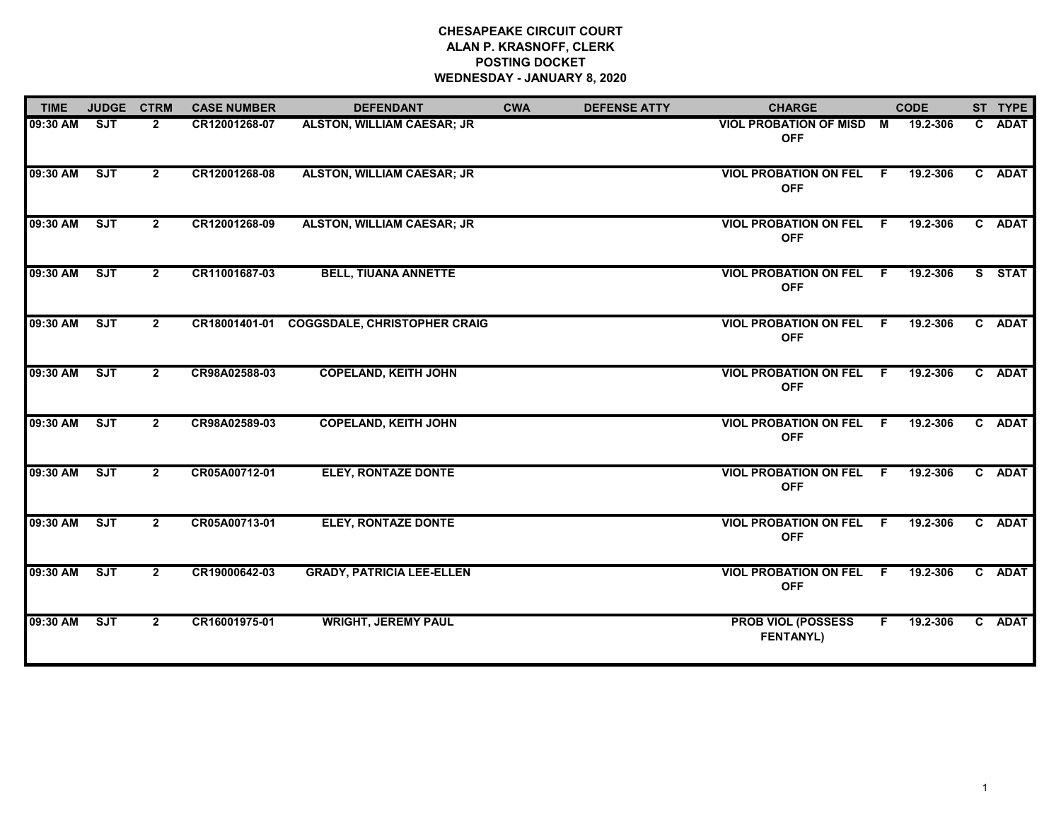**CHESAPEAKE CIRCUIT COURT**
**ALAN P. KRASNOFF, CLERK**
**POSTING DOCKET**
**WEDNESDAY - JANUARY 8, 2020**

| TIME | JUDGE | CTRM | CASE NUMBER | DEFENDANT | CWA | DEFENSE ATTY | CHARGE | | CODE | ST | TYPE |
|---|---|---|---|---|---|---|---|---|---|---|---|
| 09:30 AM | SJT | 2 | CR12001268-07 | ALSTON, WILLIAM CAESAR; JR | | | VIOL PROBATION OF MISD OFF | M | 19.2-306 | C | ADAT |
| 09:30 AM | SJT | 2 | CR12001268-08 | ALSTON, WILLIAM CAESAR; JR | | | VIOL PROBATION ON FEL OFF | F | 19.2-306 | C | ADAT |
| 09:30 AM | SJT | 2 | CR12001268-09 | ALSTON, WILLIAM CAESAR; JR | | | VIOL PROBATION ON FEL OFF | F | 19.2-306 | C | ADAT |
| 09:30 AM | SJT | 2 | CR11001687-03 | BELL, TIUANA ANNETTE | | | VIOL PROBATION ON FEL OFF | F | 19.2-306 | S | STAT |
| 09:30 AM | SJT | 2 | CR18001401-01 | COGGSDALE, CHRISTOPHER CRAIG | | | VIOL PROBATION ON FEL OFF | F | 19.2-306 | C | ADAT |
| 09:30 AM | SJT | 2 | CR98A02588-03 | COPELAND, KEITH JOHN | | | VIOL PROBATION ON FEL OFF | F | 19.2-306 | C | ADAT |
| 09:30 AM | SJT | 2 | CR98A02589-03 | COPELAND, KEITH JOHN | | | VIOL PROBATION ON FEL OFF | F | 19.2-306 | C | ADAT |
| 09:30 AM | SJT | 2 | CR05A00712-01 | ELEY, RONTAZE DONTE | | | VIOL PROBATION ON FEL OFF | F | 19.2-306 | C | ADAT |
| 09:30 AM | SJT | 2 | CR05A00713-01 | ELEY, RONTAZE DONTE | | | VIOL PROBATION ON FEL OFF | F | 19.2-306 | C | ADAT |
| 09:30 AM | SJT | 2 | CR19000642-03 | GRADY, PATRICIA LEE-ELLEN | | | VIOL PROBATION ON FEL OFF | F | 19.2-306 | C | ADAT |
| 09:30 AM | SJT | 2 | CR16001975-01 | WRIGHT, JEREMY PAUL | | | PROB VIOL (POSSESS FENTANYL) | F | 19.2-306 | C | ADAT |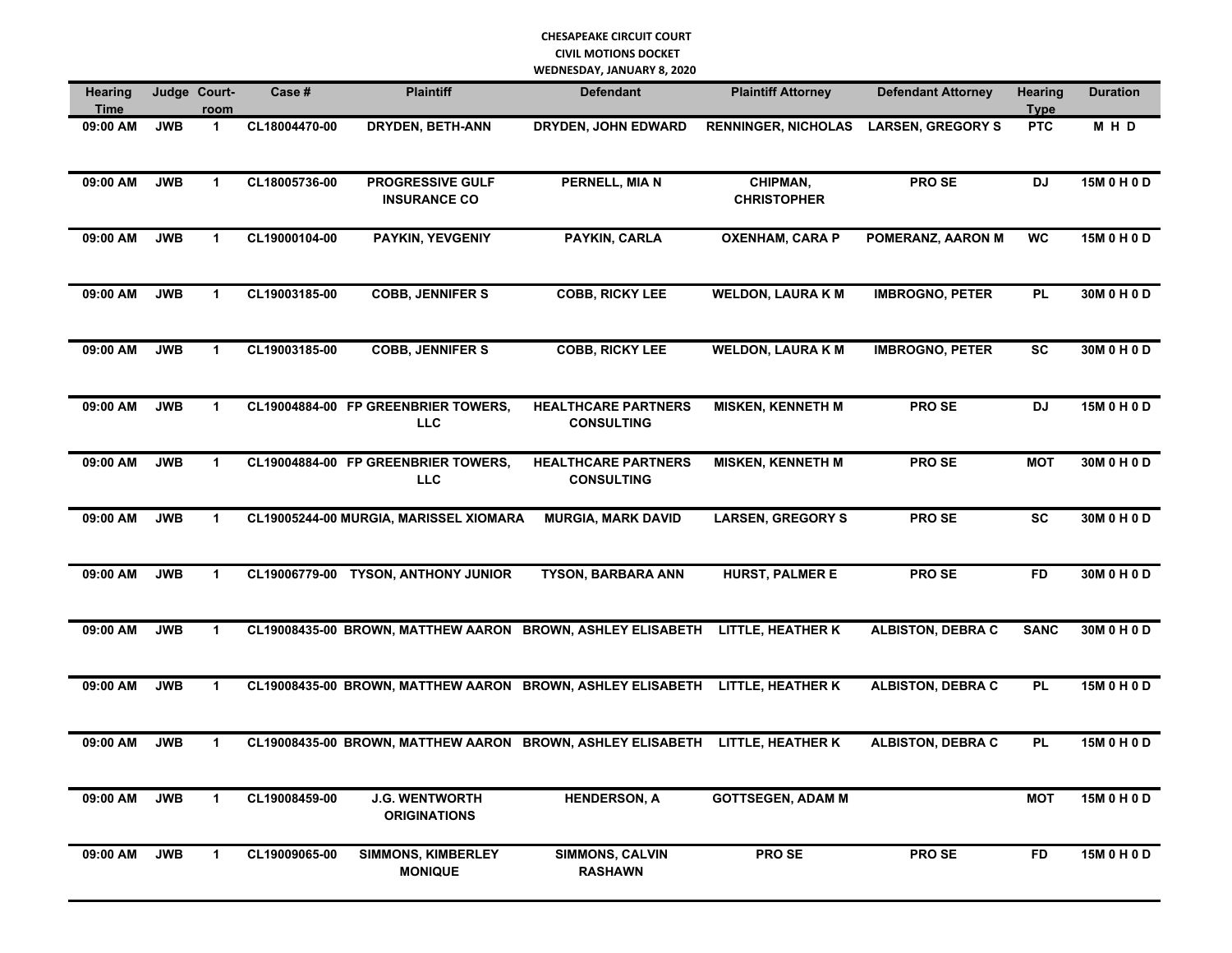# CHESAPEAKE CIRCUIT COURT
## CIVIL MOTIONS DOCKET
### WEDNESDAY, JANUARY 8, 2020

| Hearing Time | Judge | Court-room | Case # | Plaintiff | Defendant | Plaintiff Attorney | Defendant Attorney | Hearing Type | Duration |
|---|---|---|---|---|---|---|---|---|---|
| 09:00 AM | JWB | 1 | CL18004470-00 | DRYDEN, BETH-ANN | DRYDEN, JOHN EDWARD | RENNINGER, NICHOLAS | LARSEN, GREGORY S | PTC | M H D |
| 09:00 AM | JWB | 1 | CL18005736-00 | PROGRESSIVE GULF INSURANCE CO | PERNELL, MIA N | CHIPMAN, CHRISTOPHER | PRO SE | DJ | 15M 0 H 0 D |
| 09:00 AM | JWB | 1 | CL19000104-00 | PAYKIN, YEVGENIY | PAYKIN, CARLA | OXENHAM, CARA P | POMERANZ, AARON M | WC | 15M 0 H 0 D |
| 09:00 AM | JWB | 1 | CL19003185-00 | COBB, JENNIFER S | COBB, RICKY LEE | WELDON, LAURA K M | IMBROGNO, PETER | PL | 30M 0 H 0 D |
| 09:00 AM | JWB | 1 | CL19003185-00 | COBB, JENNIFER S | COBB, RICKY LEE | WELDON, LAURA K M | IMBROGNO, PETER | SC | 30M 0 H 0 D |
| 09:00 AM | JWB | 1 | CL19004884-00 | FP GREENBRIER TOWERS, LLC | HEALTHCARE PARTNERS CONSULTING | MISKEN, KENNETH M | PRO SE | DJ | 15M 0 H 0 D |
| 09:00 AM | JWB | 1 | CL19004884-00 | FP GREENBRIER TOWERS, LLC | HEALTHCARE PARTNERS CONSULTING | MISKEN, KENNETH M | PRO SE | MOT | 30M 0 H 0 D |
| 09:00 AM | JWB | 1 | CL19005244-00 | MURGIA, MARISSEL XIOMARA | MURGIA, MARK DAVID | LARSEN, GREGORY S | PRO SE | SC | 30M 0 H 0 D |
| 09:00 AM | JWB | 1 | CL19006779-00 | TYSON, ANTHONY JUNIOR | TYSON, BARBARA ANN | HURST, PALMER E | PRO SE | FD | 30M 0 H 0 D |
| 09:00 AM | JWB | 1 | CL19008435-00 | BROWN, MATTHEW AARON | BROWN, ASHLEY ELISABETH | LITTLE, HEATHER K | ALBISTON, DEBRA C | SANC | 30M 0 H 0 D |
| 09:00 AM | JWB | 1 | CL19008435-00 | BROWN, MATTHEW AARON | BROWN, ASHLEY ELISABETH | LITTLE, HEATHER K | ALBISTON, DEBRA C | PL | 15M 0 H 0 D |
| 09:00 AM | JWB | 1 | CL19008435-00 | BROWN, MATTHEW AARON | BROWN, ASHLEY ELISABETH | LITTLE, HEATHER K | ALBISTON, DEBRA C | PL | 15M 0 H 0 D |
| 09:00 AM | JWB | 1 | CL19008459-00 | J.G. WENTWORTH ORIGINATIONS | HENDERSON, A | GOTTSEGEN, ADAM M | | MOT | 15M 0 H 0 D |
| 09:00 AM | JWB | 1 | CL19009065-00 | SIMMONS, KIMBERLEY MONIQUE | SIMMONS, CALVIN RASHAWN | PRO SE | PRO SE | FD | 15M 0 H 0 D |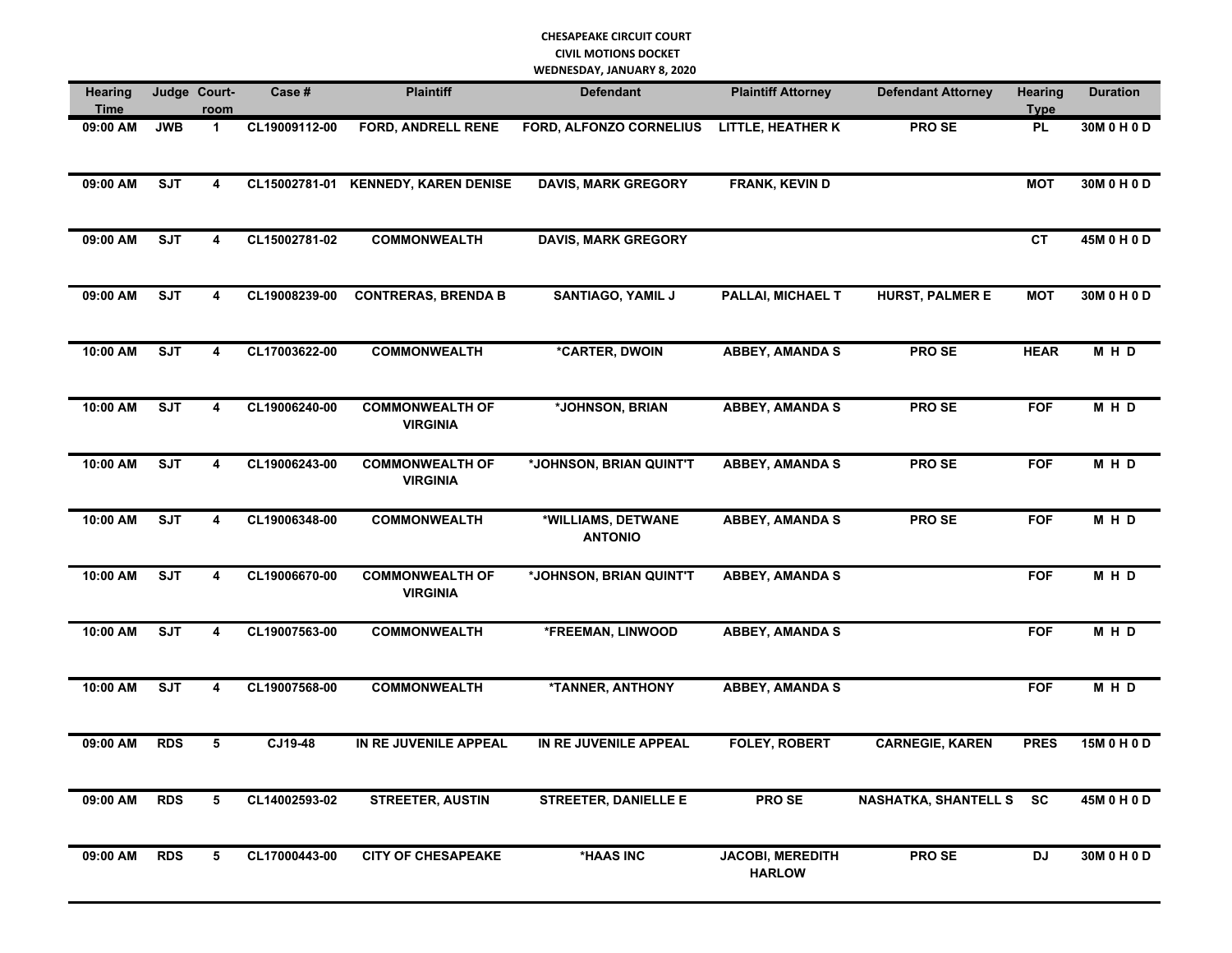**CHESAPEAKE CIRCUIT COURT**
**CIVIL MOTIONS DOCKET**
**WEDNESDAY, JANUARY 8, 2020**

| Hearing Time | Judge | Court-room | Case # | Plaintiff | Defendant | Plaintiff Attorney | Defendant Attorney | Hearing Type | Duration |
|---|---|---|---|---|---|---|---|---|---|
| 09:00 AM | JWB | 1 | CL19009112-00 | FORD, ANDRELL RENE | FORD, ALFONZO CORNELIUS | LITTLE, HEATHER K | PRO SE | PL | 30M 0 H 0 D |
| 09:00 AM | SJT | 4 | CL15002781-01 | KENNEDY, KAREN DENISE | DAVIS, MARK GREGORY | FRANK, KEVIN D | | MOT | 30M 0 H 0 D |
| 09:00 AM | SJT | 4 | CL15002781-02 | COMMONWEALTH | DAVIS, MARK GREGORY | | | CT | 45M 0 H 0 D |
| 09:00 AM | SJT | 4 | CL19008239-00 | CONTRERAS, BRENDA B | SANTIAGO, YAMIL J | PALLAI, MICHAEL T | HURST, PALMER E | MOT | 30M 0 H 0 D |
| 10:00 AM | SJT | 4 | CL17003622-00 | COMMONWEALTH | *CARTER, DWOIN | ABBEY, AMANDA S | PRO SE | HEAR | M H D |
| 10:00 AM | SJT | 4 | CL19006240-00 | COMMONWEALTH OF VIRGINIA | *JOHNSON, BRIAN | ABBEY, AMANDA S | PRO SE | FOF | M H D |
| 10:00 AM | SJT | 4 | CL19006243-00 | COMMONWEALTH OF VIRGINIA | *JOHNSON, BRIAN QUINT'T | ABBEY, AMANDA S | PRO SE | FOF | M H D |
| 10:00 AM | SJT | 4 | CL19006348-00 | COMMONWEALTH | *WILLIAMS, DETWANE ANTONIO | ABBEY, AMANDA S | PRO SE | FOF | M H D |
| 10:00 AM | SJT | 4 | CL19006670-00 | COMMONWEALTH OF VIRGINIA | *JOHNSON, BRIAN QUINT'T | ABBEY, AMANDA S | | FOF | M H D |
| 10:00 AM | SJT | 4 | CL19007563-00 | COMMONWEALTH | *FREEMAN, LINWOOD | ABBEY, AMANDA S | | FOF | M H D |
| 10:00 AM | SJT | 4 | CL19007568-00 | COMMONWEALTH | *TANNER, ANTHONY | ABBEY, AMANDA S | | FOF | M H D |
| 09:00 AM | RDS | 5 | CJ19-48 | IN RE JUVENILE APPEAL | IN RE JUVENILE APPEAL | FOLEY, ROBERT | CARNEGIE, KAREN | PRES | 15M 0 H 0 D |
| 09:00 AM | RDS | 5 | CL14002593-02 | STREETER, AUSTIN | STREETER, DANIELLE E | PRO SE | NASHATKA, SHANTELL S | SC | 45M 0 H 0 D |
| 09:00 AM | RDS | 5 | CL17000443-00 | CITY OF CHESAPEAKE | *HAAS INC | JACOBI, MEREDITH HARLOW | PRO SE | DJ | 30M 0 H 0 D |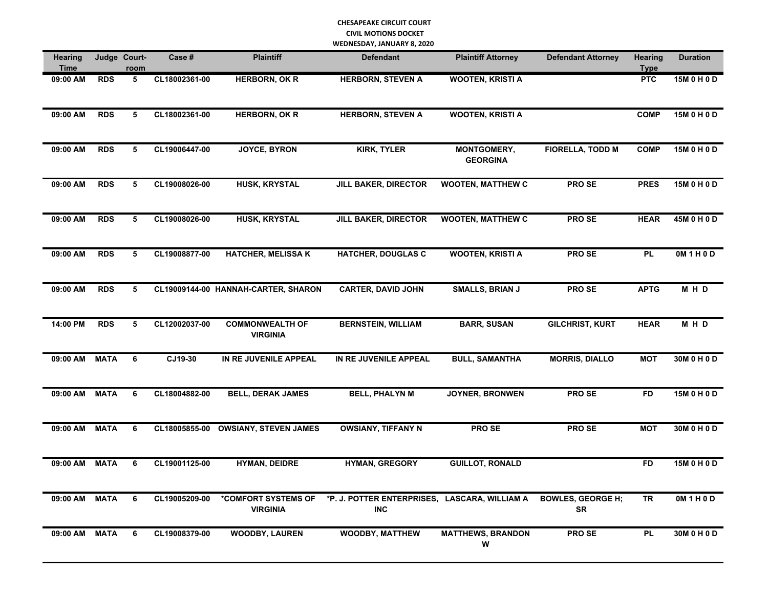**CHESAPEAKE CIRCUIT COURT**
**CIVIL MOTIONS DOCKET**
**WEDNESDAY, JANUARY 8, 2020**

| Hearing Time | Judge | Court-room | Case # | Plaintiff | Defendant | Plaintiff Attorney | Defendant Attorney | Hearing Type | Duration |
|---|---|---|---|---|---|---|---|---|---|
| 09:00 AM | RDS | 5 | CL18002361-00 | HERBORN, OK R | HERBORN, STEVEN A | WOOTEN, KRISTI A | | PTC | 15M 0 H 0 D |
| 09:00 AM | RDS | 5 | CL18002361-00 | HERBORN, OK R | HERBORN, STEVEN A | WOOTEN, KRISTI A | | COMP | 15M 0 H 0 D |
| 09:00 AM | RDS | 5 | CL19006447-00 | JOYCE, BYRON | KIRK, TYLER | MONTGOMERY, GEORGINA | FIORELLA, TODD M | COMP | 15M 0 H 0 D |
| 09:00 AM | RDS | 5 | CL19008026-00 | HUSK, KRYSTAL | JILL BAKER, DIRECTOR | WOOTEN, MATTHEW C | PRO SE | PRES | 15M 0 H 0 D |
| 09:00 AM | RDS | 5 | CL19008026-00 | HUSK, KRYSTAL | JILL BAKER, DIRECTOR | WOOTEN, MATTHEW C | PRO SE | HEAR | 45M 0 H 0 D |
| 09:00 AM | RDS | 5 | CL19008877-00 | HATCHER, MELISSA K | HATCHER, DOUGLAS C | WOOTEN, KRISTI A | PRO SE | PL | 0M 1 H 0 D |
| 09:00 AM | RDS | 5 | CL19009144-00 | HANNAH-CARTER, SHARON | CARTER, DAVID JOHN | SMALLS, BRIAN J | PRO SE | APTG | M H D |
| 14:00 PM | RDS | 5 | CL12002037-00 | COMMONWEALTH OF VIRGINIA | BERNSTEIN, WILLIAM | BARR, SUSAN | GILCHRIST, KURT | HEAR | M H D |
| 09:00 AM | MATA | 6 | CJ19-30 | IN RE JUVENILE APPEAL | IN RE JUVENILE APPEAL | BULL, SAMANTHA | MORRIS, DIALLO | MOT | 30M 0 H 0 D |
| 09:00 AM | MATA | 6 | CL18004882-00 | BELL, DERAK JAMES | BELL, PHALYN M | JOYNER, BRONWEN | PRO SE | FD | 15M 0 H 0 D |
| 09:00 AM | MATA | 6 | CL18005855-00 | OWSIANY, STEVEN JAMES | OWSIANY, TIFFANY N | PRO SE | PRO SE | MOT | 30M 0 H 0 D |
| 09:00 AM | MATA | 6 | CL19001125-00 | HYMAN, DEIDRE | HYMAN, GREGORY | GUILLOT, RONALD | | FD | 15M 0 H 0 D |
| 09:00 AM | MATA | 6 | CL19005209-00 | *COMFORT SYSTEMS OF VIRGINIA | *P. J. POTTER ENTERPRISES, INC | LASCARA, WILLIAM A | BOWLES, GEORGE H; SR | TR | 0M 1 H 0 D |
| 09:00 AM | MATA | 6 | CL19008379-00 | WOODBY, LAUREN | WOODBY, MATTHEW | MATTHEWS, BRANDON W | PRO SE | PL | 30M 0 H 0 D |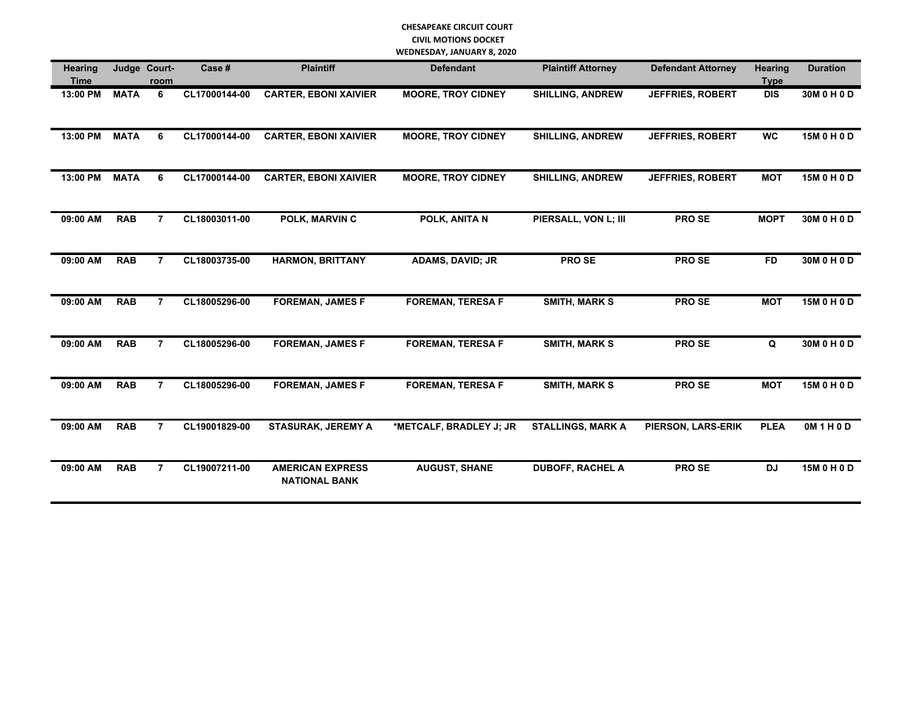**CHESAPEAKE CIRCUIT COURT**
**CIVIL MOTIONS DOCKET**
**WEDNESDAY, JANUARY 8, 2020**

| Hearing Time | Judge | Court-room | Case # | Plaintiff | Defendant | Plaintiff Attorney | Defendant Attorney | Hearing Type | Duration |
|---|---|---|---|---|---|---|---|---|---|
| 13:00 PM | MATA | 6 | CL17000144-00 | CARTER, EBONI XAIVIER | MOORE, TROY CIDNEY | SHILLING, ANDREW | JEFFRIES, ROBERT | DIS | 30M 0 H 0 D |
| 13:00 PM | MATA | 6 | CL17000144-00 | CARTER, EBONI XAIVIER | MOORE, TROY CIDNEY | SHILLING, ANDREW | JEFFRIES, ROBERT | WC | 15M 0 H 0 D |
| 13:00 PM | MATA | 6 | CL17000144-00 | CARTER, EBONI XAIVIER | MOORE, TROY CIDNEY | SHILLING, ANDREW | JEFFRIES, ROBERT | MOT | 15M 0 H 0 D |
| 09:00 AM | RAB | 7 | CL18003011-00 | POLK, MARVIN C | POLK, ANITA N | PIERSALL, VON L; III | PRO SE | MOPT | 30M 0 H 0 D |
| 09:00 AM | RAB | 7 | CL18003735-00 | HARMON, BRITTANY | ADAMS, DAVID; JR | PRO SE | PRO SE | FD | 30M 0 H 0 D |
| 09:00 AM | RAB | 7 | CL18005296-00 | FOREMAN, JAMES F | FOREMAN, TERESA F | SMITH, MARK S | PRO SE | MOT | 15M 0 H 0 D |
| 09:00 AM | RAB | 7 | CL18005296-00 | FOREMAN, JAMES F | FOREMAN, TERESA F | SMITH, MARK S | PRO SE | Q | 30M 0 H 0 D |
| 09:00 AM | RAB | 7 | CL18005296-00 | FOREMAN, JAMES F | FOREMAN, TERESA F | SMITH, MARK S | PRO SE | MOT | 15M 0 H 0 D |
| 09:00 AM | RAB | 7 | CL19001829-00 | STASURAK, JEREMY A | *METCALF, BRADLEY J; JR | STALLINGS, MARK A | PIERSON, LARS-ERIK | PLEA | 0M 1 H 0 D |
| 09:00 AM | RAB | 7 | CL19007211-00 | AMERICAN EXPRESS NATIONAL BANK | AUGUST, SHANE | DUBOFF, RACHEL A | PRO SE | DJ | 15M 0 H 0 D |